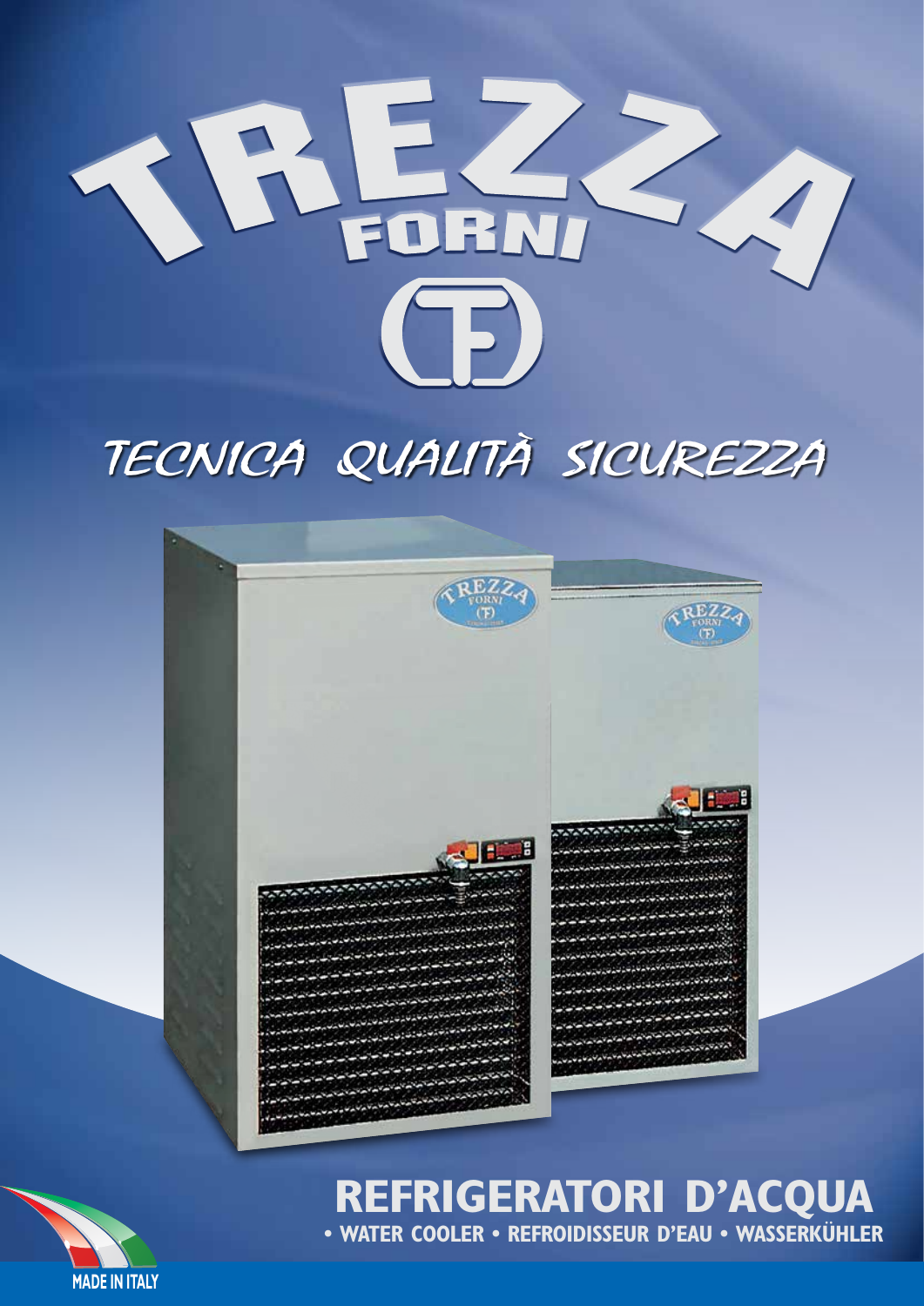# TREZZA FORNI

*TECNICA QUALITÀ SICUREZZA*

## REFRIGERATORI D'ACQUA

**• WATER COOLER • REFROIDISSEUR D'EAU • WASSERKÜHLER**

MADE IN ITALY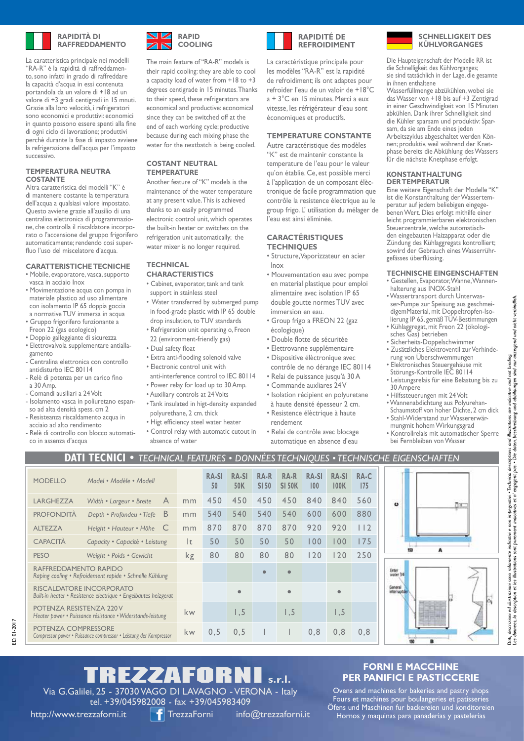## RAPIDITÀ DI RAFFREDDAMENTO

La caratteristica principale nei modelli "RA-R" è la rapidità di raffreddamento, sono infatti in grado di raffreddare la capacità d'acqua in essi contenuta portandola da un valore di +18 ad un valore di +3 gradi centigradi in 15 mnuti. Grazie alla loro velocità, i refrigeratori sono economici e produttivi: economici in quanto possono essere spenti alla fine di ogni ciclo di lavorazione; produttivi perchè durante la fase di impasto avviene la refrigerazione dell'acqua per l'impasto successivo.

### TEMPERATURA NEUTRA COSTANTE

Altra caratteristica dei modelli "K" è di mantenere costante la temperatura dell'acqua a qualsiasi valore impostato. Questo avviene grazie all'ausilio di una centralina elettronica di programmazione, che controlla il riscaldatore incorporato o l'accensione del gruppo frigorifero automaticamente; rendendo cosi superfluo l'uso del miscelatore d'acqua.

### CARATTERISTICHE TECNICHE

- Mobile, evaporatore, vasca, supporto vasca in acciaio Inox
- Movimentazione acqua con pompa in materiale plastico ad uso alimentare con isolamento IP 65 doppia goccia a normative TUV immersa in acqua
- Gruppo frigorifero funzionante a Freon 22 (gas ecologico)
- Doppio galleggiante di sicurezza
- Elettrovalvola supplementare antiallagamento
- Centralina elettronica con controllo antidisturbo IEC 80114
- Relè di potenza per un carico fino a 30 Amp.
- Comandi ausiliari a 24 Volt
- Isolamento vasca in poliuretano espanso ad alta densità spess. cm 2
- Resisteanza riscaldamento acqua in acciaio ad alto rendimento
- Relè di controllo con blocco automatico in assenza d'acqua

## RAPID COOLING

The main feature of "RA-R" models is their rapid cooling: they are able to cool a capacity load of water from +18 to +3 degrees centigrade in 15 minutes. Thanks to their speed, these refrigerators are economical and productive: economical since they can be switched off at the end of each working cycle; productive because during each mixing phase the water for the nextbatch is being cooled.

### COSTANT NEUTRAL TEMPERATURE

Another feature of "K" models is the maintenance of the water temperature at any present value. This is achieved thanks to an easily programmed electronic control unit, which operates the built-in heater or switches on the refrigeration unit automatically; the water mixer is no longer required.

### TECHNICAL CHARACTERISTICS

- Cabinet, evaporator, tank and tank support in stainless steel
- Water transferred by submerged pump in food-grade plastic with IP 65 double drop insulation, to TUV standards
- Refrigeration unit operating o, Freon 22 (environment-friendly gas)
- Dual safety float
- Extra anti-flooding solenoid valve
- Electronic control unit with anti-interference control to IEC 80114
- Power relay for load up to 30 Amp.
- Auxiliary controls at 24 Volts
- Tank insulated in higt-density expanded polyurethane, 2 cm. thick
- Higt efficiency steel water heater
- Control relay with automatic cutout in absence of water

## RAPIDITÉ DE REFROIDIMENT

La caractéristique principale pour les modèles "RA-R" est la rapidité de refroidiment; ils ont adaptes pour refroider l'eau de un valoir de +18°C a + 3°C en 15 minutes. Merci a eux vitesse, les réfrigérateur d'eau sont économiques et productifs.

### TEMPERATURE CONSTANTE

Autre caractéristique des modèles "K" est de maintenir constante la temperature de l'eau pour le valeur qu'on établie. Ce, est possible merci à l'application de un composant éléctronique de facile programmation que contrôle la resistence électrique au le group frigo. L' utilisation du mélager de l'eau est ainsi éliminée.

### CARACTÉRISTIQUES TECHNIQUES

- Structure, Vaporizzateur en acier Inox
- Mouvementation eau avec pompe en material plastique pour emploi alimentaire avec isolation IP 65 double goutte normes TUV avec immersion en eau.
- Group frigo a FREON 22 (gaz écologique)
- Double flotte de sécuritée
- Elettrovanne supplémentaire
- Dispositive élèctronique avec contrôle de no dérange IEC 80114
- Relai de puissance jusqu'à 30 A
- Commande auxliares 24 V
- Isolation récipient en polyuretane à haute densité épesseur 2 cm.
- Resistence élèctrique à haute rendement
- Relai de contrôle avec blocage automatique en absence d'eau

## SCHNELLIGKEIT DES KÜHLVORGANGES

Die Haupteigenschaft der Modelle RR ist die Schnelligkeit des Kühlvorganges; sie sind tatsächlich in der Lage, die gesamte in ihnen enthaltene Wasserfüllmenge abzükühlen, wobei sie das Wasser von +18 bis auf +3 Zentigrad in einer Geschwindigkeit von 15 Minuten abkühlen. Dank ihrer Schnelligkeit sind die Kühler sparsam und produktiv: Sparsam, da sie am Ende eines jeden Arbeitszyklus abgeschaltet werden Können; produktiv, weil während der Knetphase bereits die Abkühlung des Wassers für die nächste Knetphase erfolgt.

### KONSTANTHALTUNG DER TEMPERATUR

Eine weitere Eigenschaft der Modelle "K" ist die Konstanthaltung der Wassertemperatur auf jedem beliebigen eingegebenen Wert. Dies erfolgt mithilfe einer leicht programmierbaren elektronischen Steuerzentrale, welche automatischden eingebauten Haizapparat oder die Zündung des Kühlaggregats kontrolliert; sowird der Gebrauch eines Wasserrührgefässes überflüssing.

### TECHNISCHE EINGENSCHAFTEN

- Gestellen, Evaporator, Wanne, Wannenhalterung aus INOX-Stahl
- Wassertransport durch Unterwasser-Pumpe zur Speisung aus geschmeidigemMaterial, mit Doppeltropfen-Isolierung IP 65, gemäß TÜV-Bestimmungen
- Kühlaggregat, mit Freon 22 (ökologisches Gas) betrieben
- Sicherheits-Doppelschwimmer
- Zusätzliches Elektroventil zur Verhinderung von Überschwemmungen
- Elektronisches Steuergehäuse mit Störungs-Kontrolle IEC 80114
- Leistungsrelais für eine Belastung bis zu 30 Ampere
- Hilfssteuerungen mit 24 Volt
- Wannenabdichtung aus Polyurehan-Schaumstoff von hoher Dichte, 2 cm dick
- Stahl-Widerstand zur Wassererwärmungmit hohem Wirkungsgrad
- Kontrollrelais mit automatischer Sperre bei Fernbleiben von Wasser

## DATI TECNICI • *TECHNICAL FEATURES • DONNÉES TECHNIQUES • TECHNISCHE EIGENSCHAFTEN*

| MODELLO | *Model • Modèle • Modell* | | RA-SI 50 | RA-SI 50K | RA-R SI 50 | RA-R SI 50K | RA-SI 100 | RA-SI 100K | RA-C 175 |
|---|---|---|---|---|---|---|---|---|---|
| LARGHEZZA | *Width • Largeur • Breite* A | mm | 450 | 450 | 450 | 450 | 840 | 840 | 560 |
| PROFONDITÀ | *Depth • Profondeu • Tiefe* B | mm | 540 | 540 | 540 | 540 | 600 | 600 | 880 |
| ALTEZZA | *Height • Hauteur • Höhe* C | mm | 870 | 870 | 870 | 870 | 920 | 920 | 112 |
| CAPACITÀ | *Capacity • Capacitè • Leistung* | lt | 50 | 50 | 50 | 50 | 100 | 100 | 175 |
| PESO | *Weight • Poids • Gewicht* | kg | 80 | 80 | 80 | 80 | 120 | 120 | 250 |
| RAFFREDDAMENTO RAPIDO | *Raping cooling • Refroidement rapide • Schnelle Kühlung* | | | | • | • | | | |
| RISCALDATORE INCORPORATO | *Built-in heater • Resistence electrique • Engeibautes heizgerat* | | | • | | • | | • | |
| POTENZA RESISTENZA 220V | *Heater power • Puissance résistance • Widerstands-leistung* | kw | | 1,5 | | 1,5 | | 1,5 | |
| POTENZA COMPRESSORE | *Compressor power • Puissance compressor • Leistung der Kompressor* | kw | 0,5 | 0,5 | 1 | 1 | 0,8 | 0,8 | 0,8 |

150 A

Enter water 3/4

General interruptor

150 B

*Dati, descrizioni ed illustrazioni sono solamente indicativi e non impegnativi. • Technical descriptions and illustrations are indicative and not binding. Les données, la description et les illustrations sont purement indicatives et n' engagent pas. • Die daten, beschreibung und abbildungen sind nur anzeigend und nicht verbindlich.*

ED. 01-2017

# TREZZAFORNI s.r.l.

Via G.Galilei, 25 - 37030 VAGO DI LAVAGNO - VERONA - Italy
tel. +39/045982008 - fax +39/045983409
http://www.trezzaforni.it TrezzaForni info@trezzaforni.it

## FORNI E MACCHINE PER PANIFICI E PASTICCERIE

Ovens and machines for bakeries and pastry shops
Fours et machines pour boulangeries et patisseries
Öfens und Maschinen fur backereien und konditoreien
Hornos y maquinas para panaderias y pastelerias